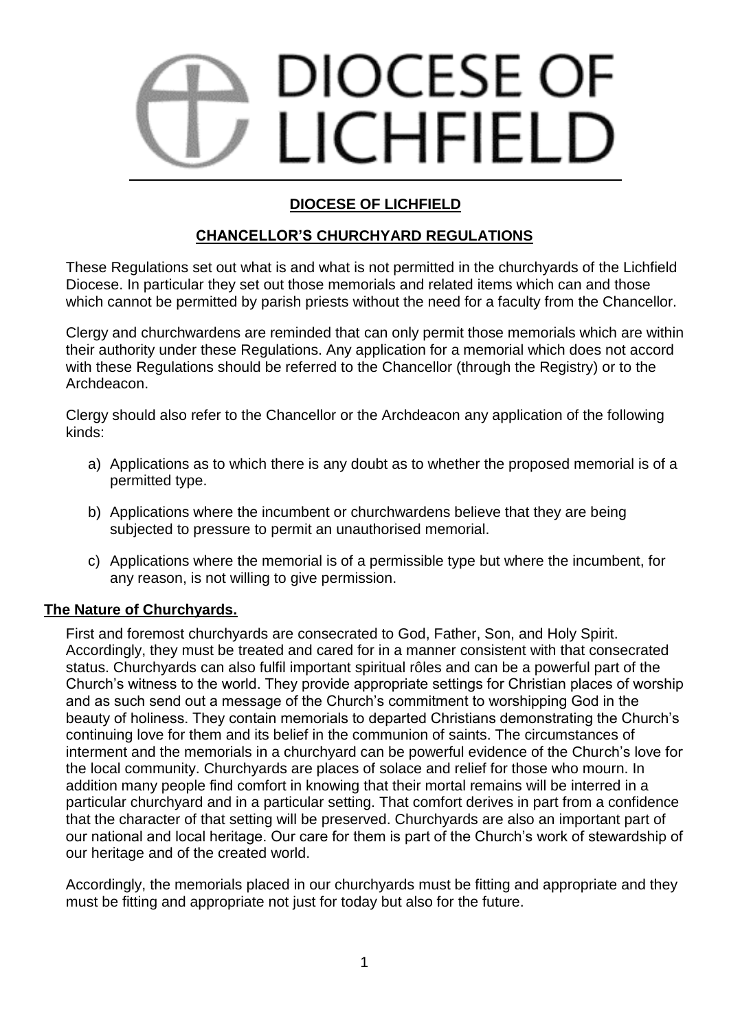# DIOCESE OF LICHFIELD

## DIOCESE OF LICHFIELD

## CHANCELLOR'S CHURCHYARD REGULATIONS

These Regulations set out what is and what is not permitted in the churchyards of the Lichfield Diocese. In particular they set out those memorials and related items which can and those which cannot be permitted by parish priests without the need for a faculty from the Chancellor.

Clergy and churchwardens are reminded that can only permit those memorials which are within their authority under these Regulations. Any application for a memorial which does not accord with these Regulations should be referred to the Chancellor (through the Registry) or to the Archdeacon.

Clergy should also refer to the Chancellor or the Archdeacon any application of the following kinds:

a) Applications as to which there is any doubt as to whether the proposed memorial is of a permitted type.

b) Applications where the incumbent or churchwardens believe that they are being subjected to pressure to permit an unauthorised memorial.

c) Applications where the memorial is of a permissible type but where the incumbent, for any reason, is not willing to give permission.

### The Nature of Churchyards.

First and foremost churchyards are consecrated to God, Father, Son, and Holy Spirit. Accordingly, they must be treated and cared for in a manner consistent with that consecrated status. Churchyards can also fulfil important spiritual rôles and can be a powerful part of the Church's witness to the world. They provide appropriate settings for Christian places of worship and as such send out a message of the Church's commitment to worshipping God in the beauty of holiness. They contain memorials to departed Christians demonstrating the Church's continuing love for them and its belief in the communion of saints. The circumstances of interment and the memorials in a churchyard can be powerful evidence of the Church's love for the local community. Churchyards are places of solace and relief for those who mourn. In addition many people find comfort in knowing that their mortal remains will be interred in a particular churchyard and in a particular setting. That comfort derives in part from a confidence that the character of that setting will be preserved. Churchyards are also an important part of our national and local heritage. Our care for them is part of the Church's work of stewardship of our heritage and of the created world.

Accordingly, the memorials placed in our churchyards must be fitting and appropriate and they must be fitting and appropriate not just for today but also for the future.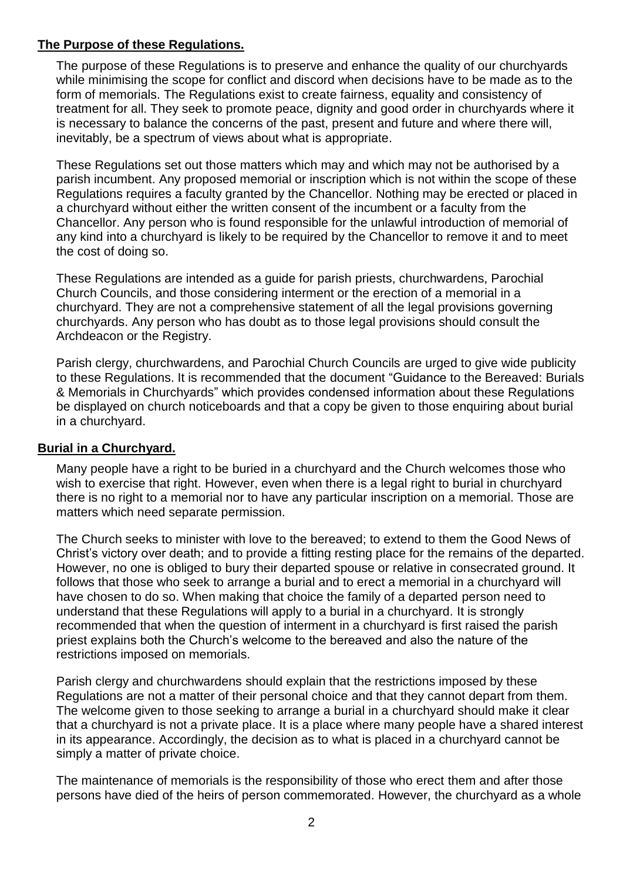## The Purpose of these Regulations.

The purpose of these Regulations is to preserve and enhance the quality of our churchyards while minimising the scope for conflict and discord when decisions have to be made as to the form of memorials. The Regulations exist to create fairness, equality and consistency of treatment for all. They seek to promote peace, dignity and good order in churchyards where it is necessary to balance the concerns of the past, present and future and where there will, inevitably, be a spectrum of views about what is appropriate.

These Regulations set out those matters which may and which may not be authorised by a parish incumbent. Any proposed memorial or inscription which is not within the scope of these Regulations requires a faculty granted by the Chancellor. Nothing may be erected or placed in a churchyard without either the written consent of the incumbent or a faculty from the Chancellor. Any person who is found responsible for the unlawful introduction of memorial of any kind into a churchyard is likely to be required by the Chancellor to remove it and to meet the cost of doing so.

These Regulations are intended as a guide for parish priests, churchwardens, Parochial Church Councils, and those considering interment or the erection of a memorial in a churchyard. They are not a comprehensive statement of all the legal provisions governing churchyards. Any person who has doubt as to those legal provisions should consult the Archdeacon or the Registry.

Parish clergy, churchwardens, and Parochial Church Councils are urged to give wide publicity to these Regulations. It is recommended that the document "Guidance to the Bereaved: Burials & Memorials in Churchyards" which provides condensed information about these Regulations be displayed on church noticeboards and that a copy be given to those enquiring about burial in a churchyard.

## Burial in a Churchyard.

Many people have a right to be buried in a churchyard and the Church welcomes those who wish to exercise that right. However, even when there is a legal right to burial in churchyard there is no right to a memorial nor to have any particular inscription on a memorial. Those are matters which need separate permission.

The Church seeks to minister with love to the bereaved; to extend to them the Good News of Christ's victory over death; and to provide a fitting resting place for the remains of the departed. However, no one is obliged to bury their departed spouse or relative in consecrated ground. It follows that those who seek to arrange a burial and to erect a memorial in a churchyard will have chosen to do so. When making that choice the family of a departed person need to understand that these Regulations will apply to a burial in a churchyard. It is strongly recommended that when the question of interment in a churchyard is first raised the parish priest explains both the Church's welcome to the bereaved and also the nature of the restrictions imposed on memorials.

Parish clergy and churchwardens should explain that the restrictions imposed by these Regulations are not a matter of their personal choice and that they cannot depart from them. The welcome given to those seeking to arrange a burial in a churchyard should make it clear that a churchyard is not a private place. It is a place where many people have a shared interest in its appearance. Accordingly, the decision as to what is placed in a churchyard cannot be simply a matter of private choice.

The maintenance of memorials is the responsibility of those who erect them and after those persons have died of the heirs of person commemorated. However, the churchyard as a whole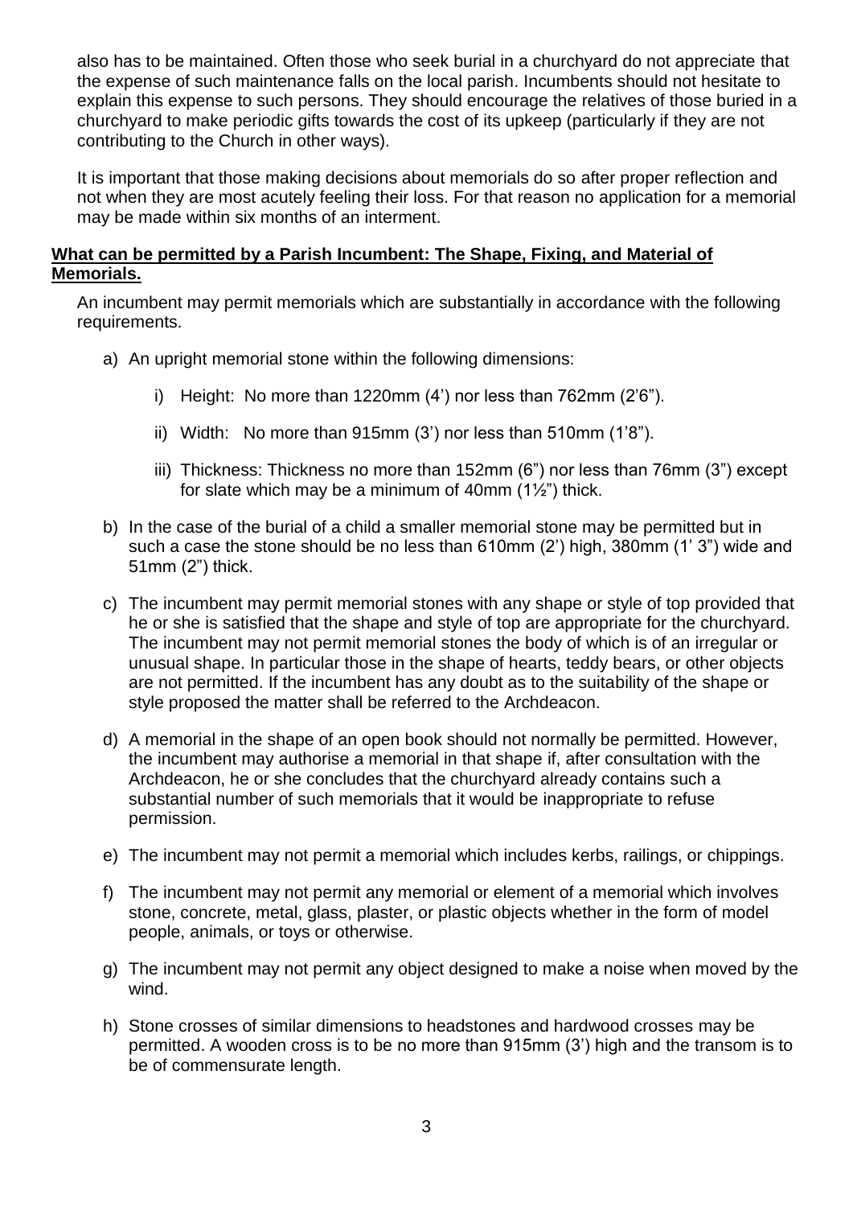also has to be maintained. Often those who seek burial in a churchyard do not appreciate that the expense of such maintenance falls on the local parish. Incumbents should not hesitate to explain this expense to such persons. They should encourage the relatives of those buried in a churchyard to make periodic gifts towards the cost of its upkeep (particularly if they are not contributing to the Church in other ways).

It is important that those making decisions about memorials do so after proper reflection and not when they are most acutely feeling their loss. For that reason no application for a memorial may be made within six months of an interment.

**What can be permitted by a Parish Incumbent: The Shape, Fixing, and Material of Memorials.**

An incumbent may permit memorials which are substantially in accordance with the following requirements.

a) An upright memorial stone within the following dimensions:

   i) Height: No more than 1220mm (4') nor less than 762mm (2'6").

   ii) Width: No more than 915mm (3') nor less than 510mm (1'8").

   iii) Thickness: Thickness no more than 152mm (6") nor less than 76mm (3") except for slate which may be a minimum of 40mm (1½") thick.

b) In the case of the burial of a child a smaller memorial stone may be permitted but in such a case the stone should be no less than 610mm (2') high, 380mm (1' 3") wide and 51mm (2") thick.

c) The incumbent may permit memorial stones with any shape or style of top provided that he or she is satisfied that the shape and style of top are appropriate for the churchyard. The incumbent may not permit memorial stones the body of which is of an irregular or unusual shape. In particular those in the shape of hearts, teddy bears, or other objects are not permitted. If the incumbent has any doubt as to the suitability of the shape or style proposed the matter shall be referred to the Archdeacon.

d) A memorial in the shape of an open book should not normally be permitted. However, the incumbent may authorise a memorial in that shape if, after consultation with the Archdeacon, he or she concludes that the churchyard already contains such a substantial number of such memorials that it would be inappropriate to refuse permission.

e) The incumbent may not permit a memorial which includes kerbs, railings, or chippings.

f) The incumbent may not permit any memorial or element of a memorial which involves stone, concrete, metal, glass, plaster, or plastic objects whether in the form of model people, animals, or toys or otherwise.

g) The incumbent may not permit any object designed to make a noise when moved by the wind.

h) Stone crosses of similar dimensions to headstones and hardwood crosses may be permitted. A wooden cross is to be no more than 915mm (3') high and the transom is to be of commensurate length.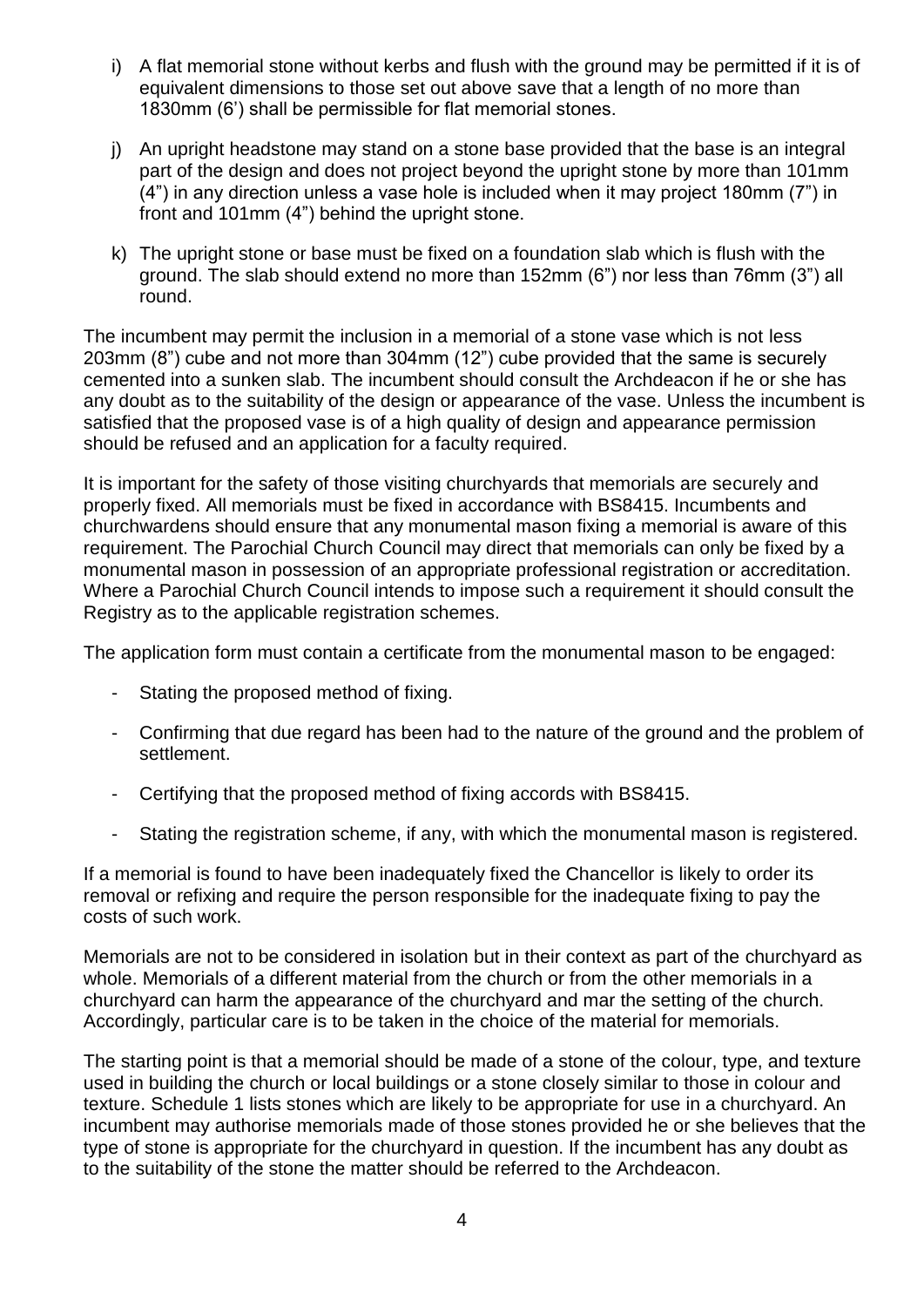i) A flat memorial stone without kerbs and flush with the ground may be permitted if it is of equivalent dimensions to those set out above save that a length of no more than 1830mm (6') shall be permissible for flat memorial stones.

j) An upright headstone may stand on a stone base provided that the base is an integral part of the design and does not project beyond the upright stone by more than 101mm (4") in any direction unless a vase hole is included when it may project 180mm (7") in front and 101mm (4") behind the upright stone.

k) The upright stone or base must be fixed on a foundation slab which is flush with the ground. The slab should extend no more than 152mm (6") nor less than 76mm (3") all round.

The incumbent may permit the inclusion in a memorial of a stone vase which is not less 203mm (8") cube and not more than 304mm (12") cube provided that the same is securely cemented into a sunken slab. The incumbent should consult the Archdeacon if he or she has any doubt as to the suitability of the design or appearance of the vase. Unless the incumbent is satisfied that the proposed vase is of a high quality of design and appearance permission should be refused and an application for a faculty required.

It is important for the safety of those visiting churchyards that memorials are securely and properly fixed. All memorials must be fixed in accordance with BS8415. Incumbents and churchwardens should ensure that any monumental mason fixing a memorial is aware of this requirement. The Parochial Church Council may direct that memorials can only be fixed by a monumental mason in possession of an appropriate professional registration or accreditation. Where a Parochial Church Council intends to impose such a requirement it should consult the Registry as to the applicable registration schemes.

The application form must contain a certificate from the monumental mason to be engaged:

- Stating the proposed method of fixing.
- Confirming that due regard has been had to the nature of the ground and the problem of settlement.
- Certifying that the proposed method of fixing accords with BS8415.
- Stating the registration scheme, if any, with which the monumental mason is registered.

If a memorial is found to have been inadequately fixed the Chancellor is likely to order its removal or refixing and require the person responsible for the inadequate fixing to pay the costs of such work.

Memorials are not to be considered in isolation but in their context as part of the churchyard as whole. Memorials of a different material from the church or from the other memorials in a churchyard can harm the appearance of the churchyard and mar the setting of the church. Accordingly, particular care is to be taken in the choice of the material for memorials.

The starting point is that a memorial should be made of a stone of the colour, type, and texture used in building the church or local buildings or a stone closely similar to those in colour and texture. Schedule 1 lists stones which are likely to be appropriate for use in a churchyard. An incumbent may authorise memorials made of those stones provided he or she believes that the type of stone is appropriate for the churchyard in question. If the incumbent has any doubt as to the suitability of the stone the matter should be referred to the Archdeacon.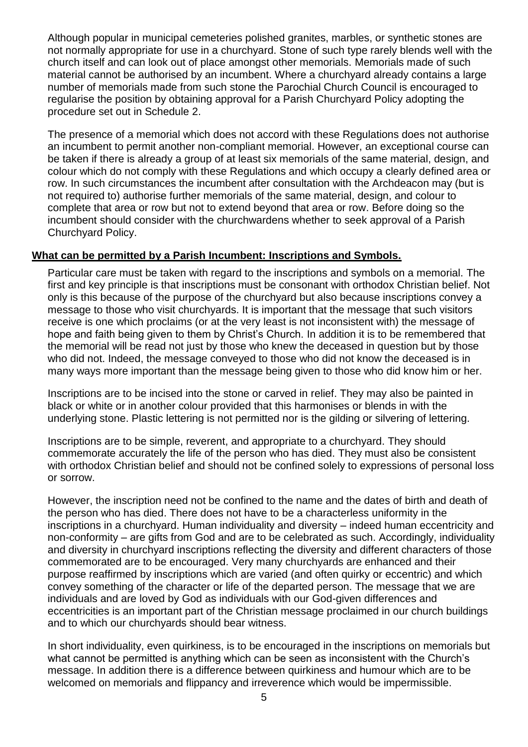Although popular in municipal cemeteries polished granites, marbles, or synthetic stones are not normally appropriate for use in a churchyard. Stone of such type rarely blends well with the church itself and can look out of place amongst other memorials. Memorials made of such material cannot be authorised by an incumbent. Where a churchyard already contains a large number of memorials made from such stone the Parochial Church Council is encouraged to regularise the position by obtaining approval for a Parish Churchyard Policy adopting the procedure set out in Schedule 2.

The presence of a memorial which does not accord with these Regulations does not authorise an incumbent to permit another non-compliant memorial. However, an exceptional course can be taken if there is already a group of at least six memorials of the same material, design, and colour which do not comply with these Regulations and which occupy a clearly defined area or row. In such circumstances the incumbent after consultation with the Archdeacon may (but is not required to) authorise further memorials of the same material, design, and colour to complete that area or row but not to extend beyond that area or row. Before doing so the incumbent should consider with the churchwardens whether to seek approval of a Parish Churchyard Policy.

## What can be permitted by a Parish Incumbent: Inscriptions and Symbols.

Particular care must be taken with regard to the inscriptions and symbols on a memorial. The first and key principle is that inscriptions must be consonant with orthodox Christian belief. Not only is this because of the purpose of the churchyard but also because inscriptions convey a message to those who visit churchyards. It is important that the message that such visitors receive is one which proclaims (or at the very least is not inconsistent with) the message of hope and faith being given to them by Christ's Church. In addition it is to be remembered that the memorial will be read not just by those who knew the deceased in question but by those who did not. Indeed, the message conveyed to those who did not know the deceased is in many ways more important than the message being given to those who did know him or her.

Inscriptions are to be incised into the stone or carved in relief. They may also be painted in black or white or in another colour provided that this harmonises or blends in with the underlying stone. Plastic lettering is not permitted nor is the gilding or silvering of lettering.

Inscriptions are to be simple, reverent, and appropriate to a churchyard. They should commemorate accurately the life of the person who has died. They must also be consistent with orthodox Christian belief and should not be confined solely to expressions of personal loss or sorrow.

However, the inscription need not be confined to the name and the dates of birth and death of the person who has died. There does not have to be a characterless uniformity in the inscriptions in a churchyard. Human individuality and diversity – indeed human eccentricity and non-conformity – are gifts from God and are to be celebrated as such. Accordingly, individuality and diversity in churchyard inscriptions reflecting the diversity and different characters of those commemorated are to be encouraged. Very many churchyards are enhanced and their purpose reaffirmed by inscriptions which are varied (and often quirky or eccentric) and which convey something of the character or life of the departed person. The message that we are individuals and are loved by God as individuals with our God-given differences and eccentricities is an important part of the Christian message proclaimed in our church buildings and to which our churchyards should bear witness.

In short individuality, even quirkiness, is to be encouraged in the inscriptions on memorials but what cannot be permitted is anything which can be seen as inconsistent with the Church's message. In addition there is a difference between quirkiness and humour which are to be welcomed on memorials and flippancy and irreverence which would be impermissible.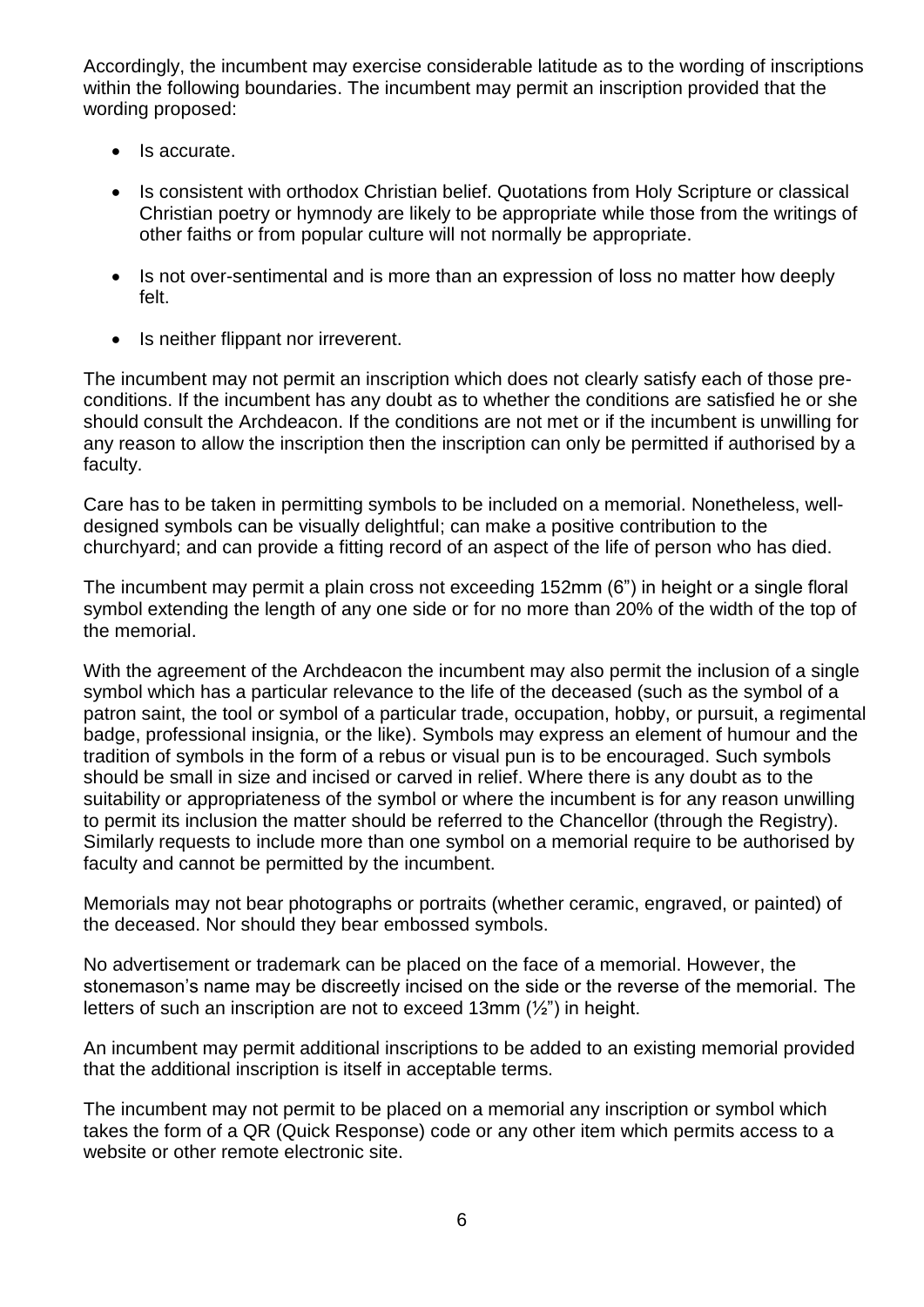Accordingly, the incumbent may exercise considerable latitude as to the wording of inscriptions within the following boundaries. The incumbent may permit an inscription provided that the wording proposed:

- Is accurate.
- Is consistent with orthodox Christian belief. Quotations from Holy Scripture or classical Christian poetry or hymnody are likely to be appropriate while those from the writings of other faiths or from popular culture will not normally be appropriate.
- Is not over-sentimental and is more than an expression of loss no matter how deeply felt.
- Is neither flippant nor irreverent.

The incumbent may not permit an inscription which does not clearly satisfy each of those pre-conditions. If the incumbent has any doubt as to whether the conditions are satisfied he or she should consult the Archdeacon. If the conditions are not met or if the incumbent is unwilling for any reason to allow the inscription then the inscription can only be permitted if authorised by a faculty.

Care has to be taken in permitting symbols to be included on a memorial. Nonetheless, well-designed symbols can be visually delightful; can make a positive contribution to the churchyard; and can provide a fitting record of an aspect of the life of person who has died.

The incumbent may permit a plain cross not exceeding 152mm (6") in height or a single floral symbol extending the length of any one side or for no more than 20% of the width of the top of the memorial.

With the agreement of the Archdeacon the incumbent may also permit the inclusion of a single symbol which has a particular relevance to the life of the deceased (such as the symbol of a patron saint, the tool or symbol of a particular trade, occupation, hobby, or pursuit, a regimental badge, professional insignia, or the like). Symbols may express an element of humour and the tradition of symbols in the form of a rebus or visual pun is to be encouraged. Such symbols should be small in size and incised or carved in relief. Where there is any doubt as to the suitability or appropriateness of the symbol or where the incumbent is for any reason unwilling to permit its inclusion the matter should be referred to the Chancellor (through the Registry). Similarly requests to include more than one symbol on a memorial require to be authorised by faculty and cannot be permitted by the incumbent.

Memorials may not bear photographs or portraits (whether ceramic, engraved, or painted) of the deceased. Nor should they bear embossed symbols.

No advertisement or trademark can be placed on the face of a memorial. However, the stonemason's name may be discreetly incised on the side or the reverse of the memorial. The letters of such an inscription are not to exceed 13mm (½") in height.

An incumbent may permit additional inscriptions to be added to an existing memorial provided that the additional inscription is itself in acceptable terms.

The incumbent may not permit to be placed on a memorial any inscription or symbol which takes the form of a QR (Quick Response) code or any other item which permits access to a website or other remote electronic site.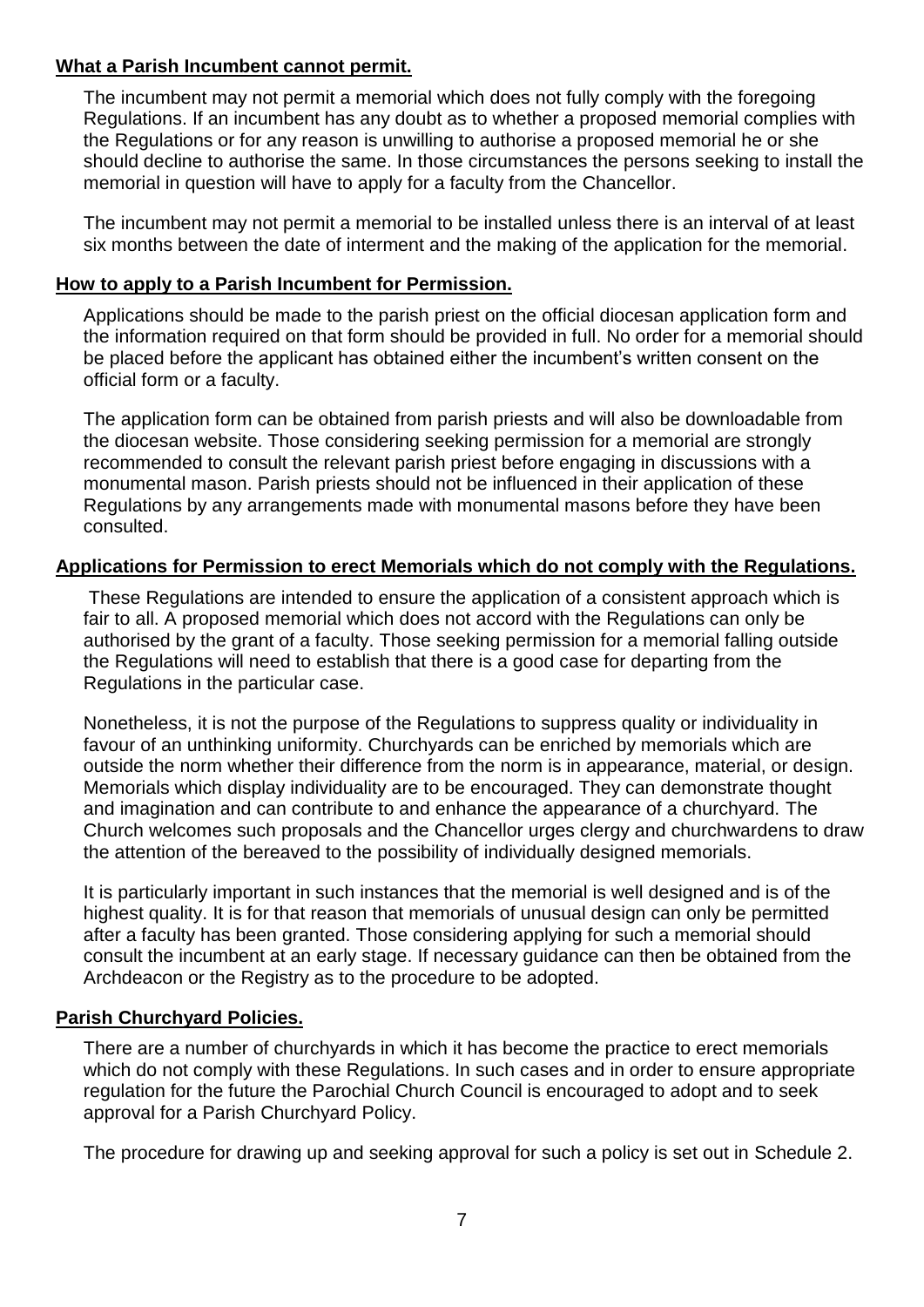**What a Parish Incumbent cannot permit.**

The incumbent may not permit a memorial which does not fully comply with the foregoing Regulations. If an incumbent has any doubt as to whether a proposed memorial complies with the Regulations or for any reason is unwilling to authorise a proposed memorial he or she should decline to authorise the same. In those circumstances the persons seeking to install the memorial in question will have to apply for a faculty from the Chancellor.

The incumbent may not permit a memorial to be installed unless there is an interval of at least six months between the date of interment and the making of the application for the memorial.

**How to apply to a Parish Incumbent for Permission.**

Applications should be made to the parish priest on the official diocesan application form and the information required on that form should be provided in full. No order for a memorial should be placed before the applicant has obtained either the incumbent's written consent on the official form or a faculty.

The application form can be obtained from parish priests and will also be downloadable from the diocesan website. Those considering seeking permission for a memorial are strongly recommended to consult the relevant parish priest before engaging in discussions with a monumental mason. Parish priests should not be influenced in their application of these Regulations by any arrangements made with monumental masons before they have been consulted.

**Applications for Permission to erect Memorials which do not comply with the Regulations.**

These Regulations are intended to ensure the application of a consistent approach which is fair to all. A proposed memorial which does not accord with the Regulations can only be authorised by the grant of a faculty. Those seeking permission for a memorial falling outside the Regulations will need to establish that there is a good case for departing from the Regulations in the particular case.

Nonetheless, it is not the purpose of the Regulations to suppress quality or individuality in favour of an unthinking uniformity. Churchyards can be enriched by memorials which are outside the norm whether their difference from the norm is in appearance, material, or design. Memorials which display individuality are to be encouraged. They can demonstrate thought and imagination and can contribute to and enhance the appearance of a churchyard. The Church welcomes such proposals and the Chancellor urges clergy and churchwardens to draw the attention of the bereaved to the possibility of individually designed memorials.

It is particularly important in such instances that the memorial is well designed and is of the highest quality. It is for that reason that memorials of unusual design can only be permitted after a faculty has been granted. Those considering applying for such a memorial should consult the incumbent at an early stage. If necessary guidance can then be obtained from the Archdeacon or the Registry as to the procedure to be adopted.

**Parish Churchyard Policies.**

There are a number of churchyards in which it has become the practice to erect memorials which do not comply with these Regulations. In such cases and in order to ensure appropriate regulation for the future the Parochial Church Council is encouraged to adopt and to seek approval for a Parish Churchyard Policy.

The procedure for drawing up and seeking approval for such a policy is set out in Schedule 2.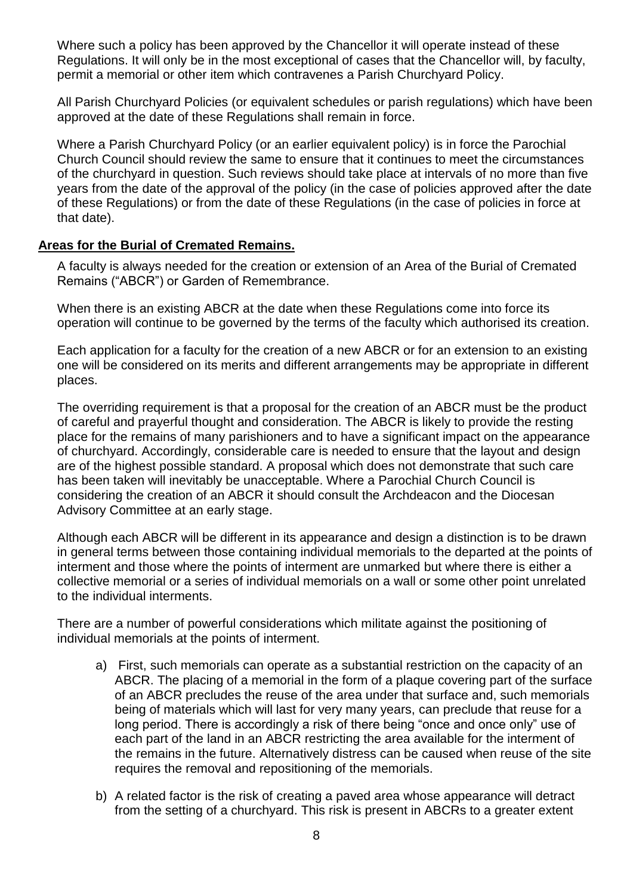Where such a policy has been approved by the Chancellor it will operate instead of these Regulations. It will only be in the most exceptional of cases that the Chancellor will, by faculty, permit a memorial or other item which contravenes a Parish Churchyard Policy.

All Parish Churchyard Policies (or equivalent schedules or parish regulations) which have been approved at the date of these Regulations shall remain in force.

Where a Parish Churchyard Policy (or an earlier equivalent policy) is in force the Parochial Church Council should review the same to ensure that it continues to meet the circumstances of the churchyard in question. Such reviews should take place at intervals of no more than five years from the date of the approval of the policy (in the case of policies approved after the date of these Regulations) or from the date of these Regulations (in the case of policies in force at that date).

**Areas for the Burial of Cremated Remains.**

A faculty is always needed for the creation or extension of an Area of the Burial of Cremated Remains ("ABCR") or Garden of Remembrance.

When there is an existing ABCR at the date when these Regulations come into force its operation will continue to be governed by the terms of the faculty which authorised its creation.

Each application for a faculty for the creation of a new ABCR or for an extension to an existing one will be considered on its merits and different arrangements may be appropriate in different places.

The overriding requirement is that a proposal for the creation of an ABCR must be the product of careful and prayerful thought and consideration. The ABCR is likely to provide the resting place for the remains of many parishioners and to have a significant impact on the appearance of churchyard. Accordingly, considerable care is needed to ensure that the layout and design are of the highest possible standard. A proposal which does not demonstrate that such care has been taken will inevitably be unacceptable. Where a Parochial Church Council is considering the creation of an ABCR it should consult the Archdeacon and the Diocesan Advisory Committee at an early stage.

Although each ABCR will be different in its appearance and design a distinction is to be drawn in general terms between those containing individual memorials to the departed at the points of interment and those where the points of interment are unmarked but where there is either a collective memorial or a series of individual memorials on a wall or some other point unrelated to the individual interments.

There are a number of powerful considerations which militate against the positioning of individual memorials at the points of interment.

a) First, such memorials can operate as a substantial restriction on the capacity of an ABCR. The placing of a memorial in the form of a plaque covering part of the surface of an ABCR precludes the reuse of the area under that surface and, such memorials being of materials which will last for very many years, can preclude that reuse for a long period. There is accordingly a risk of there being "once and once only" use of each part of the land in an ABCR restricting the area available for the interment of the remains in the future. Alternatively distress can be caused when reuse of the site requires the removal and repositioning of the memorials.

b) A related factor is the risk of creating a paved area whose appearance will detract from the setting of a churchyard. This risk is present in ABCRs to a greater extent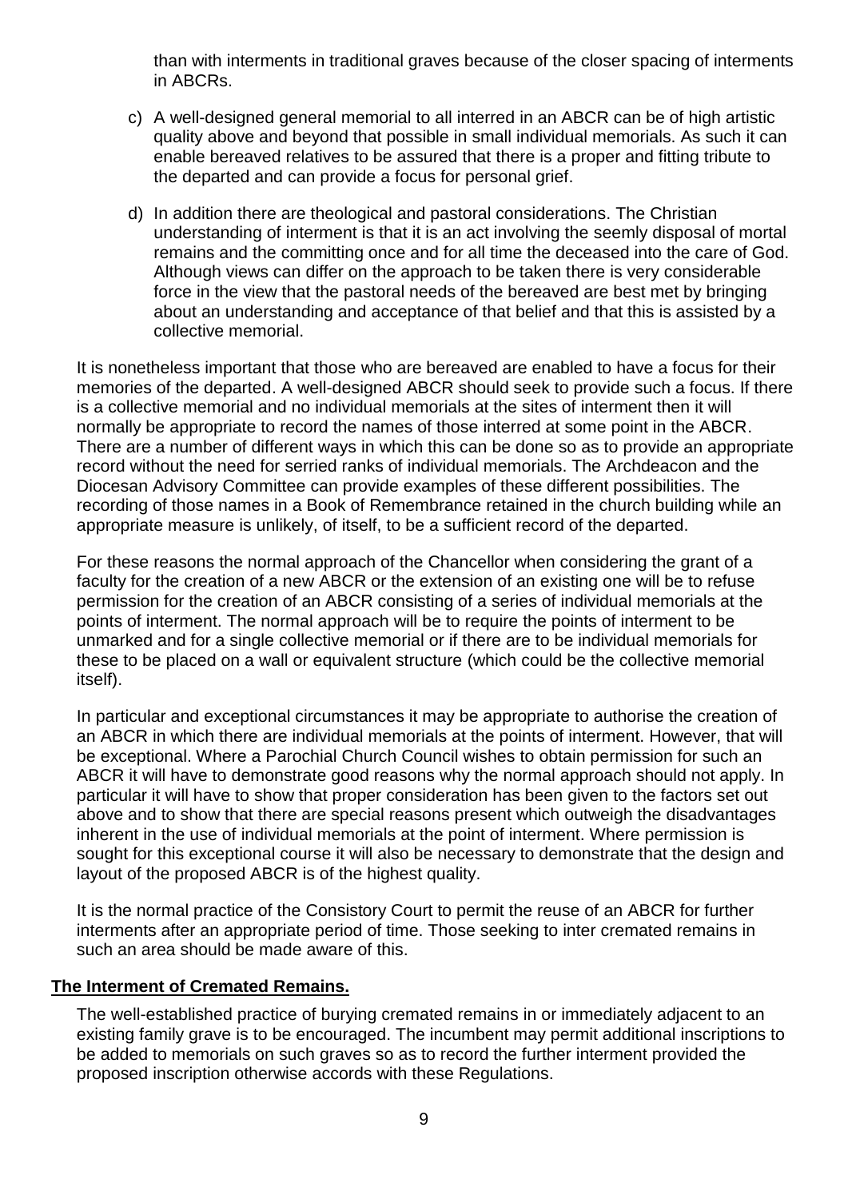than with interments in traditional graves because of the closer spacing of interments in ABCRs.

c) A well-designed general memorial to all interred in an ABCR can be of high artistic quality above and beyond that possible in small individual memorials. As such it can enable bereaved relatives to be assured that there is a proper and fitting tribute to the departed and can provide a focus for personal grief.

d) In addition there are theological and pastoral considerations. The Christian understanding of interment is that it is an act involving the seemly disposal of mortal remains and the committing once and for all time the deceased into the care of God. Although views can differ on the approach to be taken there is very considerable force in the view that the pastoral needs of the bereaved are best met by bringing about an understanding and acceptance of that belief and that this is assisted by a collective memorial.

It is nonetheless important that those who are bereaved are enabled to have a focus for their memories of the departed. A well-designed ABCR should seek to provide such a focus. If there is a collective memorial and no individual memorials at the sites of interment then it will normally be appropriate to record the names of those interred at some point in the ABCR. There are a number of different ways in which this can be done so as to provide an appropriate record without the need for serried ranks of individual memorials. The Archdeacon and the Diocesan Advisory Committee can provide examples of these different possibilities. The recording of those names in a Book of Remembrance retained in the church building while an appropriate measure is unlikely, of itself, to be a sufficient record of the departed.

For these reasons the normal approach of the Chancellor when considering the grant of a faculty for the creation of a new ABCR or the extension of an existing one will be to refuse permission for the creation of an ABCR consisting of a series of individual memorials at the points of interment. The normal approach will be to require the points of interment to be unmarked and for a single collective memorial or if there are to be individual memorials for these to be placed on a wall or equivalent structure (which could be the collective memorial itself).

In particular and exceptional circumstances it may be appropriate to authorise the creation of an ABCR in which there are individual memorials at the points of interment. However, that will be exceptional. Where a Parochial Church Council wishes to obtain permission for such an ABCR it will have to demonstrate good reasons why the normal approach should not apply. In particular it will have to show that proper consideration has been given to the factors set out above and to show that there are special reasons present which outweigh the disadvantages inherent in the use of individual memorials at the point of interment. Where permission is sought for this exceptional course it will also be necessary to demonstrate that the design and layout of the proposed ABCR is of the highest quality.

It is the normal practice of the Consistory Court to permit the reuse of an ABCR for further interments after an appropriate period of time. Those seeking to inter cremated remains in such an area should be made aware of this.

## **The Interment of Cremated Remains.**

The well-established practice of burying cremated remains in or immediately adjacent to an existing family grave is to be encouraged. The incumbent may permit additional inscriptions to be added to memorials on such graves so as to record the further interment provided the proposed inscription otherwise accords with these Regulations.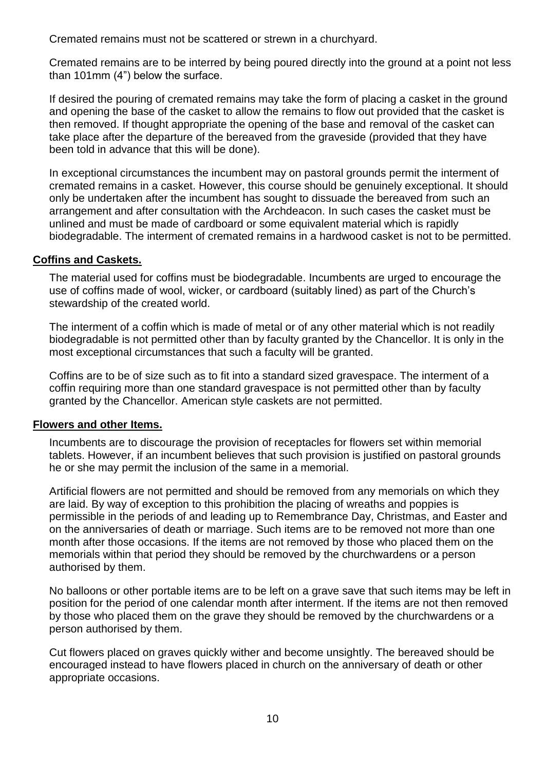Cremated remains must not be scattered or strewn in a churchyard.

Cremated remains are to be interred by being poured directly into the ground at a point not less than 101mm (4") below the surface.

If desired the pouring of cremated remains may take the form of placing a casket in the ground and opening the base of the casket to allow the remains to flow out provided that the casket is then removed. If thought appropriate the opening of the base and removal of the casket can take place after the departure of the bereaved from the graveside (provided that they have been told in advance that this will be done).

In exceptional circumstances the incumbent may on pastoral grounds permit the interment of cremated remains in a casket. However, this course should be genuinely exceptional. It should only be undertaken after the incumbent has sought to dissuade the bereaved from such an arrangement and after consultation with the Archdeacon. In such cases the casket must be unlined and must be made of cardboard or some equivalent material which is rapidly biodegradable. The interment of cremated remains in a hardwood casket is not to be permitted.

**Coffins and Caskets.**

The material used for coffins must be biodegradable. Incumbents are urged to encourage the use of coffins made of wool, wicker, or cardboard (suitably lined) as part of the Church's stewardship of the created world.

The interment of a coffin which is made of metal or of any other material which is not readily biodegradable is not permitted other than by faculty granted by the Chancellor. It is only in the most exceptional circumstances that such a faculty will be granted.

Coffins are to be of size such as to fit into a standard sized gravespace. The interment of a coffin requiring more than one standard gravespace is not permitted other than by faculty granted by the Chancellor. American style caskets are not permitted.

**Flowers and other Items.**

Incumbents are to discourage the provision of receptacles for flowers set within memorial tablets. However, if an incumbent believes that such provision is justified on pastoral grounds he or she may permit the inclusion of the same in a memorial.

Artificial flowers are not permitted and should be removed from any memorials on which they are laid. By way of exception to this prohibition the placing of wreaths and poppies is permissible in the periods of and leading up to Remembrance Day, Christmas, and Easter and on the anniversaries of death or marriage. Such items are to be removed not more than one month after those occasions. If the items are not removed by those who placed them on the memorials within that period they should be removed by the churchwardens or a person authorised by them.

No balloons or other portable items are to be left on a grave save that such items may be left in position for the period of one calendar month after interment. If the items are not then removed by those who placed them on the grave they should be removed by the churchwardens or a person authorised by them.

Cut flowers placed on graves quickly wither and become unsightly. The bereaved should be encouraged instead to have flowers placed in church on the anniversary of death or other appropriate occasions.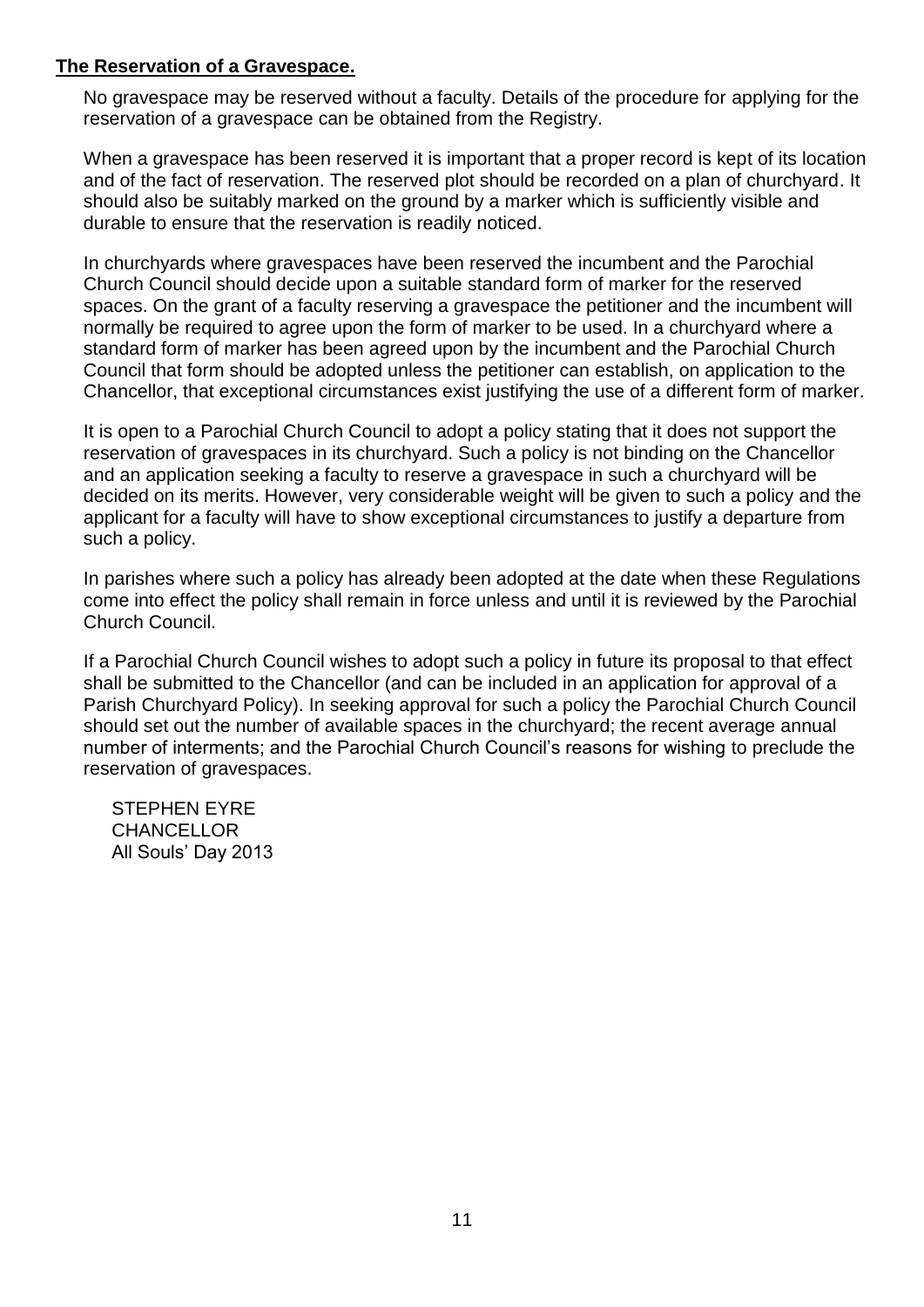**The Reservation of a Gravespace.**

No gravespace may be reserved without a faculty. Details of the procedure for applying for the reservation of a gravespace can be obtained from the Registry.

When a gravespace has been reserved it is important that a proper record is kept of its location and of the fact of reservation. The reserved plot should be recorded on a plan of churchyard. It should also be suitably marked on the ground by a marker which is sufficiently visible and durable to ensure that the reservation is readily noticed.

In churchyards where gravespaces have been reserved the incumbent and the Parochial Church Council should decide upon a suitable standard form of marker for the reserved spaces. On the grant of a faculty reserving a gravespace the petitioner and the incumbent will normally be required to agree upon the form of marker to be used. In a churchyard where a standard form of marker has been agreed upon by the incumbent and the Parochial Church Council that form should be adopted unless the petitioner can establish, on application to the Chancellor, that exceptional circumstances exist justifying the use of a different form of marker.

It is open to a Parochial Church Council to adopt a policy stating that it does not support the reservation of gravespaces in its churchyard. Such a policy is not binding on the Chancellor and an application seeking a faculty to reserve a gravespace in such a churchyard will be decided on its merits. However, very considerable weight will be given to such a policy and the applicant for a faculty will have to show exceptional circumstances to justify a departure from such a policy.

In parishes where such a policy has already been adopted at the date when these Regulations come into effect the policy shall remain in force unless and until it is reviewed by the Parochial Church Council.

If a Parochial Church Council wishes to adopt such a policy in future its proposal to that effect shall be submitted to the Chancellor (and can be included in an application for approval of a Parish Churchyard Policy). In seeking approval for such a policy the Parochial Church Council should set out the number of available spaces in the churchyard; the recent average annual number of interments; and the Parochial Church Council's reasons for wishing to preclude the reservation of gravespaces.

STEPHEN EYRE
CHANCELLOR
All Souls' Day 2013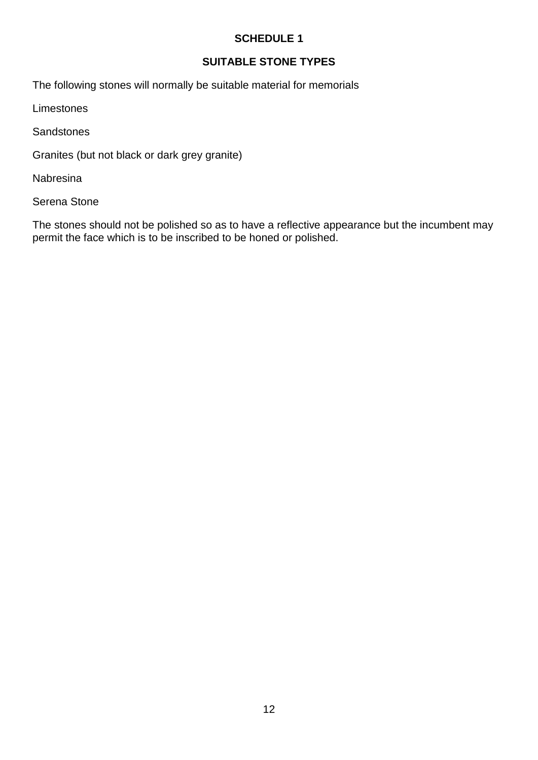## SCHEDULE 1

## SUITABLE STONE TYPES

The following stones will normally be suitable material for memorials

Limestones

Sandstones

Granites (but not black or dark grey granite)

Nabresina

Serena Stone

The stones should not be polished so as to have a reflective appearance but the incumbent may permit the face which is to be inscribed to be honed or polished.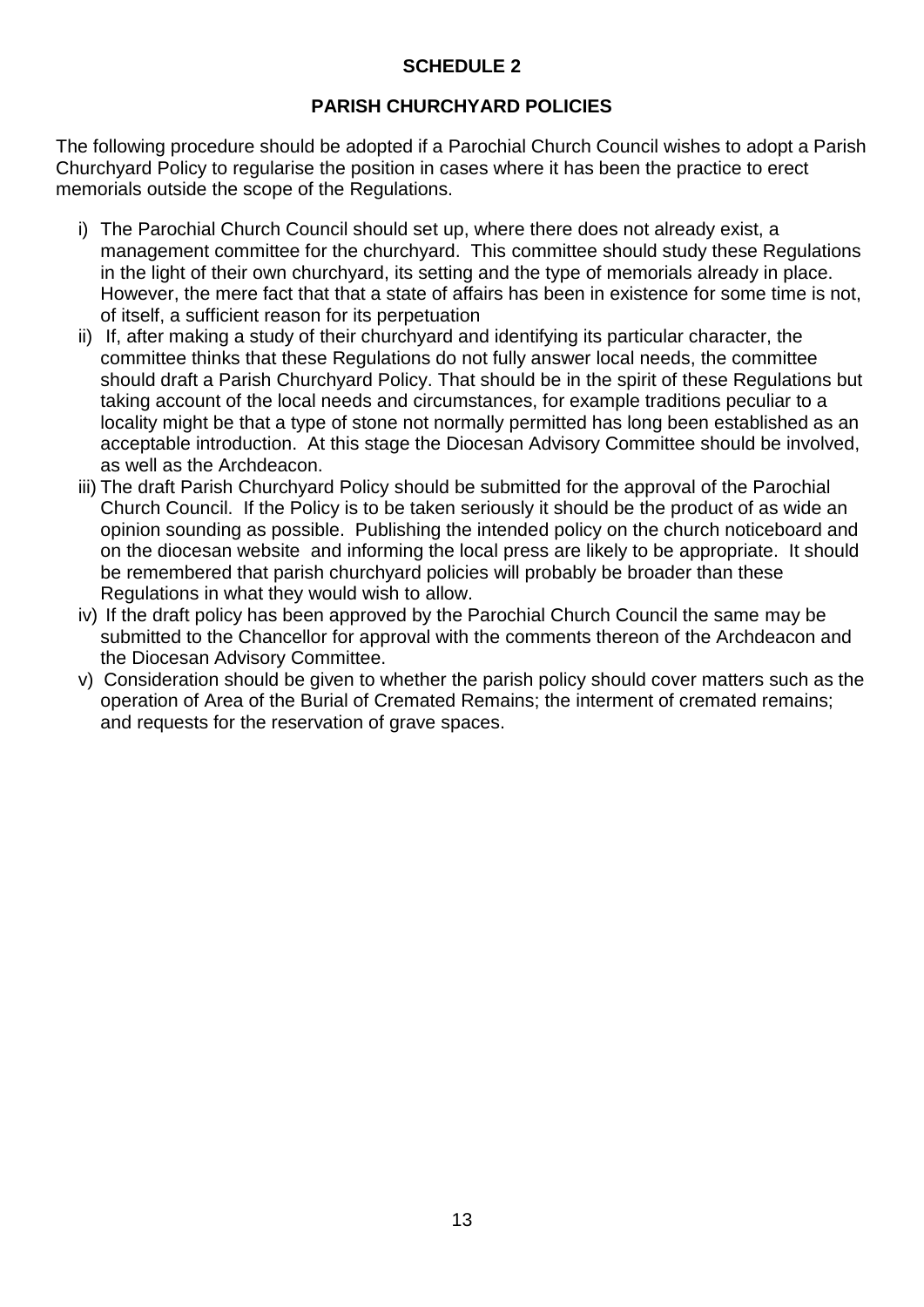## SCHEDULE 2

## PARISH CHURCHYARD POLICIES

The following procedure should be adopted if a Parochial Church Council wishes to adopt a Parish Churchyard Policy to regularise the position in cases where it has been the practice to erect memorials outside the scope of the Regulations.

i) The Parochial Church Council should set up, where there does not already exist, a management committee for the churchyard. This committee should study these Regulations in the light of their own churchyard, its setting and the type of memorials already in place. However, the mere fact that that a state of affairs has been in existence for some time is not, of itself, a sufficient reason for its perpetuation

ii) If, after making a study of their churchyard and identifying its particular character, the committee thinks that these Regulations do not fully answer local needs, the committee should draft a Parish Churchyard Policy. That should be in the spirit of these Regulations but taking account of the local needs and circumstances, for example traditions peculiar to a locality might be that a type of stone not normally permitted has long been established as an acceptable introduction. At this stage the Diocesan Advisory Committee should be involved, as well as the Archdeacon.

iii) The draft Parish Churchyard Policy should be submitted for the approval of the Parochial Church Council. If the Policy is to be taken seriously it should be the product of as wide an opinion sounding as possible. Publishing the intended policy on the church noticeboard and on the diocesan website and informing the local press are likely to be appropriate. It should be remembered that parish churchyard policies will probably be broader than these Regulations in what they would wish to allow.

iv) If the draft policy has been approved by the Parochial Church Council the same may be submitted to the Chancellor for approval with the comments thereon of the Archdeacon and the Diocesan Advisory Committee.

v) Consideration should be given to whether the parish policy should cover matters such as the operation of Area of the Burial of Cremated Remains; the interment of cremated remains; and requests for the reservation of grave spaces.